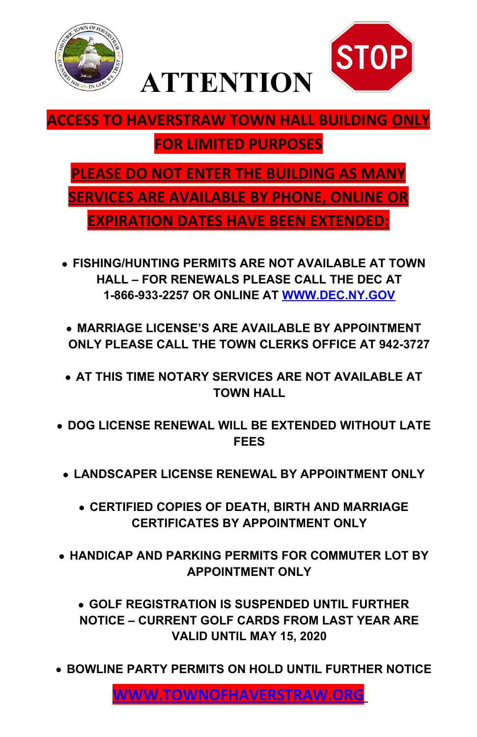# ATTENTION

## ACCESS TO HAVERSTRAW TOWN HALL BUILDING ONLY FOR LIMITED PURPOSES

## PLEASE DO NOT ENTER THE BUILDING AS MANY SERVICES ARE AVAILABLE BY PHONE, ONLINE OR EXPIRATION DATES HAVE BEEN EXTENDED:

- **FISHING/HUNTING PERMITS ARE NOT AVAILABLE AT TOWN HALL – FOR RENEWALS PLEASE CALL THE DEC AT 1-866-933-2257 OR ONLINE AT WWW.DEC.NY.GOV**

- **MARRIAGE LICENSE'S ARE AVAILABLE BY APPOINTMENT ONLY PLEASE CALL THE TOWN CLERKS OFFICE AT 942-3727**

- **AT THIS TIME NOTARY SERVICES ARE NOT AVAILABLE AT TOWN HALL**

- **DOG LICENSE RENEWAL WILL BE EXTENDED WITHOUT LATE FEES**

- **LANDSCAPER LICENSE RENEWAL BY APPOINTMENT ONLY**

- **CERTIFIED COPIES OF DEATH, BIRTH AND MARRIAGE CERTIFICATES BY APPOINTMENT ONLY**

- **HANDICAP AND PARKING PERMITS FOR COMMUTER LOT BY APPOINTMENT ONLY**

- **GOLF REGISTRATION IS SUSPENDED UNTIL FURTHER NOTICE – CURRENT GOLF CARDS FROM LAST YEAR ARE VALID UNTIL MAY 15, 2020**

- **BOWLINE PARTY PERMITS ON HOLD UNTIL FURTHER NOTICE**

**WWW.TOWNOFHAVERSTRAW.ORG**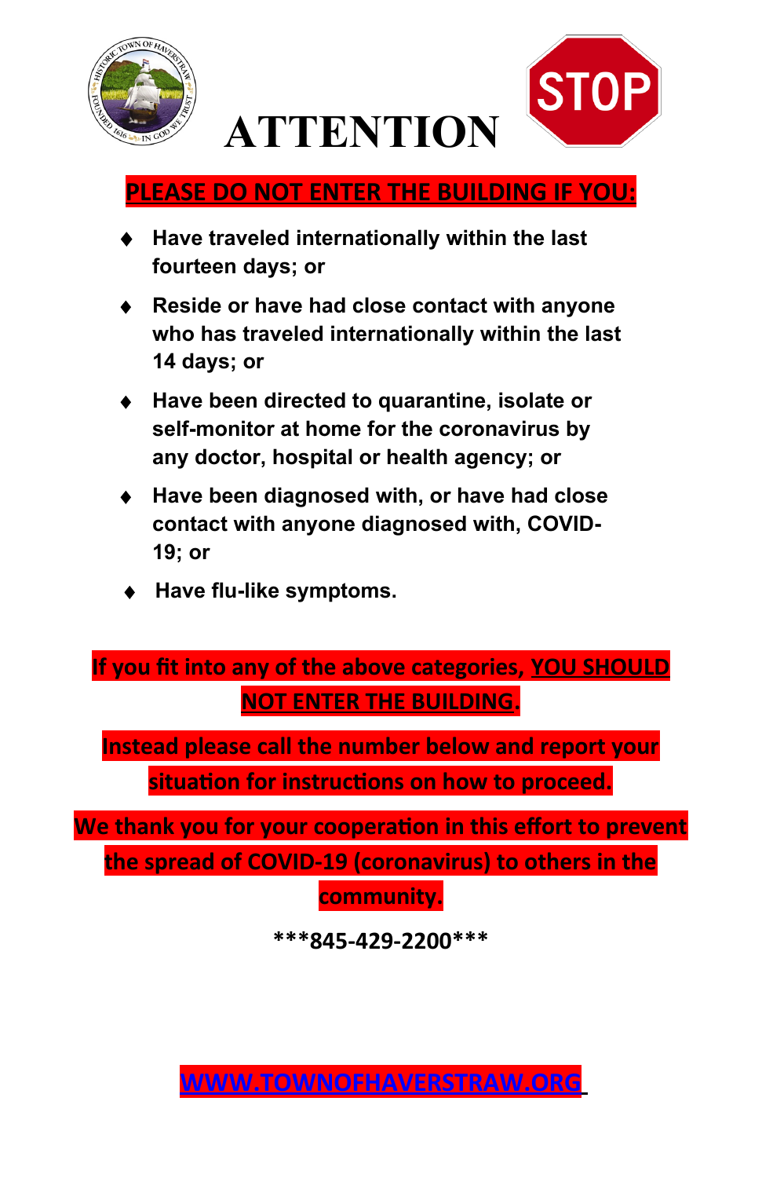# ATTENTION

STOP

## PLEASE DO NOT ENTER THE BUILDING IF YOU:

- **Have traveled internationally within the last fourteen days; or**
- **Reside or have had close contact with anyone who has traveled internationally within the last 14 days; or**
- **Have been directed to quarantine, isolate or self-monitor at home for the coronavirus by any doctor, hospital or health agency; or**
- **Have been diagnosed with, or have had close contact with anyone diagnosed with, COVID-19; or**
- **Have flu-like symptoms.**

**If you fit into any of the above categories, YOU SHOULD NOT ENTER THE BUILDING.**

**Instead please call the number below and report your situation for instructions on how to proceed.**

**We thank you for your cooperation in this effort to prevent the spread of COVID-19 (coronavirus) to others in the community.**

**\*\*\*845-429-2200\*\*\***

WWW.TOWNOFHAVERSTRAW.ORG